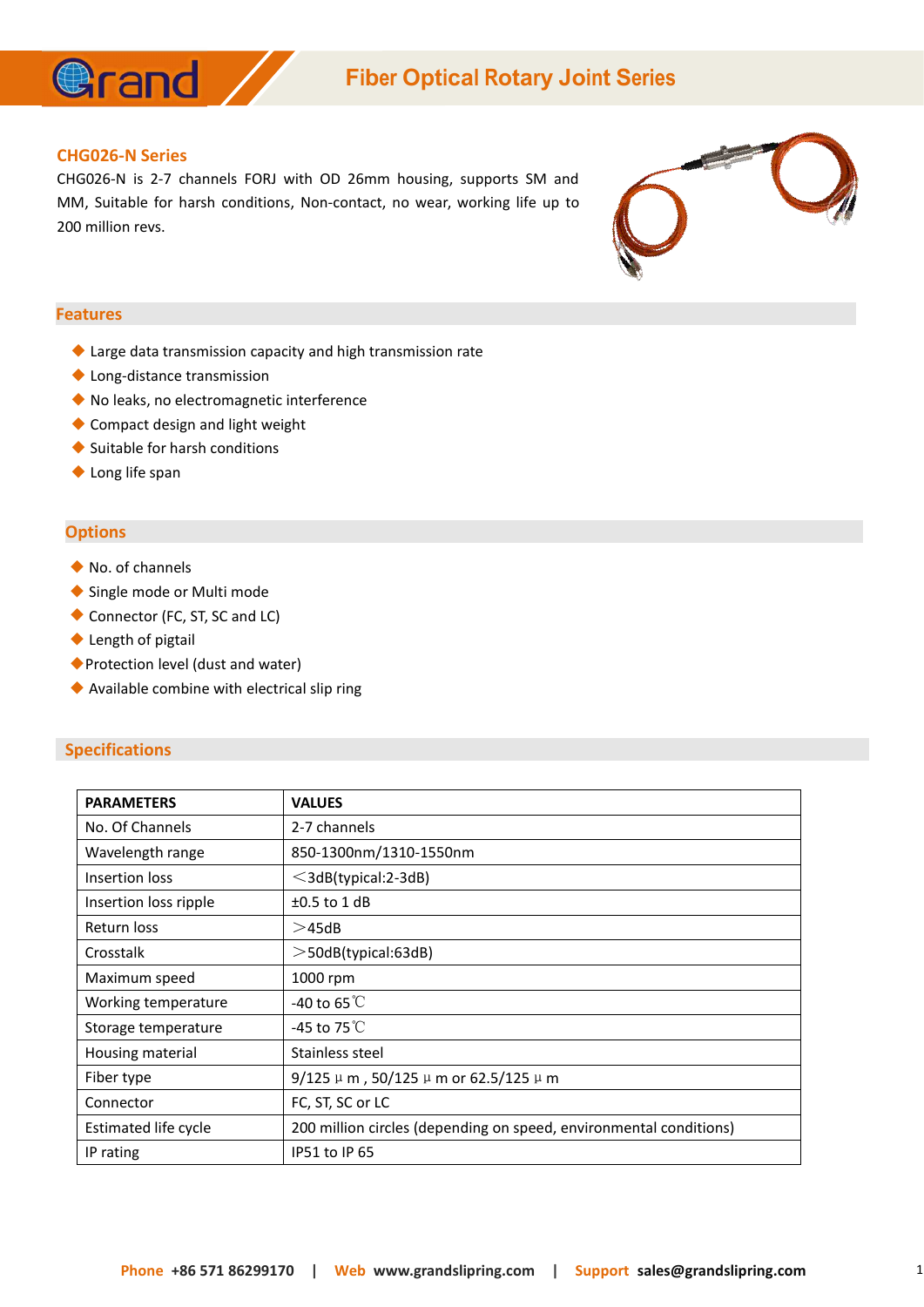# Fiber Optical Rotary Joint Series

## CHG026-N Series

CHG026-N is 2-7 channels FORJ with OD 26mm housing, supports SM and MM, Suitable for harsh conditions, Non-contact, no wear, working life up to 200 million revs.

## Features

- Large data transmission capacity and high transmission rate
- Long-distance transmission
- No leaks, no electromagnetic interference
- Compact design and light weight
- Suitable for harsh conditions
- Long life span

## Options

- No. of channels
- Single mode or Multi mode
- Connector (FC, ST, SC and LC)
- Length of pigtail
- Protection level (dust and water)
- Available combine with electrical slip ring

## Specifications

| PARAMETERS | VALUES |
|---|---|
| No. Of Channels | 2-7 channels |
| Wavelength range | 850-1300nm/1310-1550nm |
| Insertion loss | ＜3dB(typical:2-3dB) |
| Insertion loss ripple | ±0.5 to 1 dB |
| Return loss | ＞45dB |
| Crosstalk | ＞50dB(typical:63dB) |
| Maximum speed | 1000 rpm |
| Working temperature | -40 to 65℃ |
| Storage temperature | -45 to 75℃ |
| Housing material | Stainless steel |
| Fiber type | 9/125μm , 50/125μm or 62.5/125μm |
| Connector | FC, ST, SC or LC |
| Estimated life cycle | 200 million circles (depending on speed, environmental conditions) |
| IP rating | IP51 to IP 65 |

**Phone** +86 571 86299170 | **Web** www.grandslipring.com | **Support** sales@grandslipring.com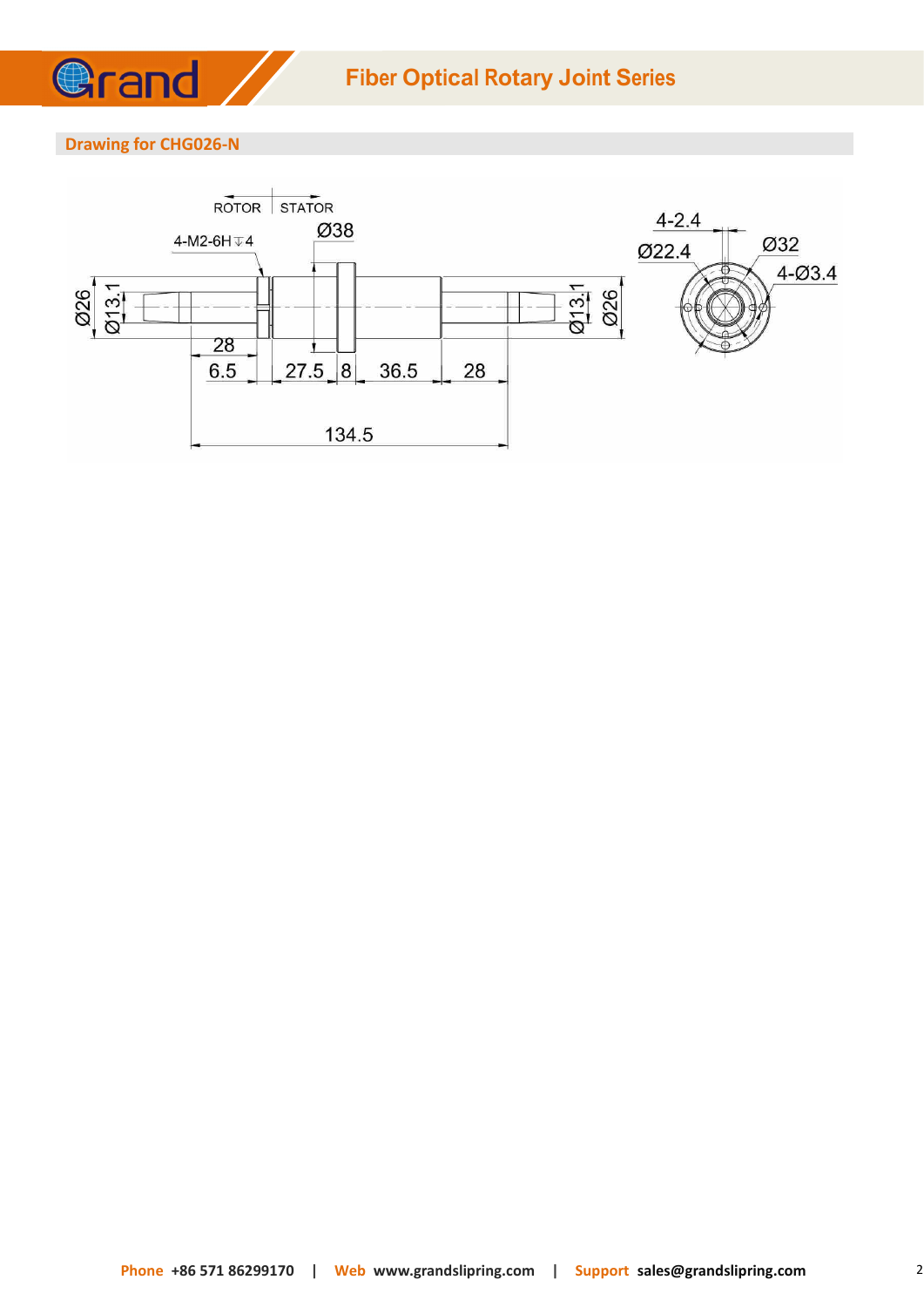## Drawing for CHG026-N

ROTOR

STATOR

4-M2-6H↧4

Ø38

Ø26

Ø13.1

28

6.5

27.5

8

36.5

28

134.5

Ø13.1

Ø26

4-2.4

Ø22.4

Ø32

4-Ø3.4

**Phone** +86 571 86299170 | **Web** www.grandslipring.com | **Support** sales@grandslipring.com